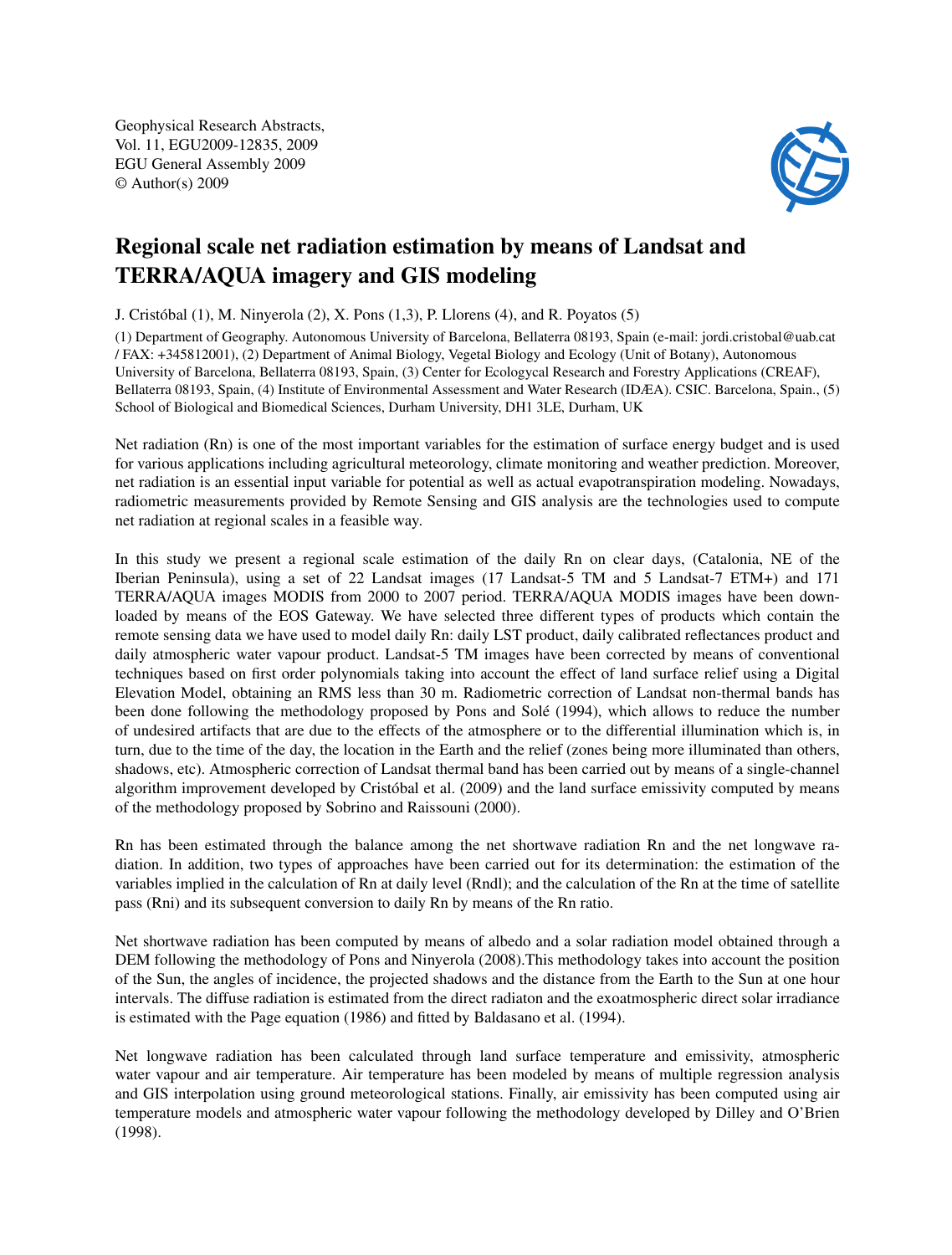Geophysical Research Abstracts,
Vol. 11, EGU2009-12835, 2009
EGU General Assembly 2009
© Author(s) 2009

# Regional scale net radiation estimation by means of Landsat and TERRA/AQUA imagery and GIS modeling

J. Cristóbal (1), M. Ninyerola (2), X. Pons (1,3), P. Llorens (4), and R. Poyatos (5)

(1) Department of Geography. Autonomous University of Barcelona, Bellaterra 08193, Spain (e-mail: jordi.cristobal@uab.cat / FAX: +345812001), (2) Department of Animal Biology, Vegetal Biology and Ecology (Unit of Botany), Autonomous University of Barcelona, Bellaterra 08193, Spain, (3) Center for Ecologycal Research and Forestry Applications (CREAF), Bellaterra 08193, Spain, (4) Institute of Environmental Assessment and Water Research (IDÆA). CSIC. Barcelona, Spain., (5) School of Biological and Biomedical Sciences, Durham University, DH1 3LE, Durham, UK

Net radiation (Rn) is one of the most important variables for the estimation of surface energy budget and is used for various applications including agricultural meteorology, climate monitoring and weather prediction. Moreover, net radiation is an essential input variable for potential as well as actual evapotranspiration modeling. Nowadays, radiometric measurements provided by Remote Sensing and GIS analysis are the technologies used to compute net radiation at regional scales in a feasible way.

In this study we present a regional scale estimation of the daily Rn on clear days, (Catalonia, NE of the Iberian Peninsula), using a set of 22 Landsat images (17 Landsat-5 TM and 5 Landsat-7 ETM+) and 171 TERRA/AQUA images MODIS from 2000 to 2007 period. TERRA/AQUA MODIS images have been downloaded by means of the EOS Gateway. We have selected three different types of products which contain the remote sensing data we have used to model daily Rn: daily LST product, daily calibrated reflectances product and daily atmospheric water vapour product. Landsat-5 TM images have been corrected by means of conventional techniques based on first order polynomials taking into account the effect of land surface relief using a Digital Elevation Model, obtaining an RMS less than 30 m. Radiometric correction of Landsat non-thermal bands has been done following the methodology proposed by Pons and Solé (1994), which allows to reduce the number of undesired artifacts that are due to the effects of the atmosphere or to the differential illumination which is, in turn, due to the time of the day, the location in the Earth and the relief (zones being more illuminated than others, shadows, etc). Atmospheric correction of Landsat thermal band has been carried out by means of a single-channel algorithm improvement developed by Cristóbal et al. (2009) and the land surface emissivity computed by means of the methodology proposed by Sobrino and Raissouni (2000).

Rn has been estimated through the balance among the net shortwave radiation Rn and the net longwave radiation. In addition, two types of approaches have been carried out for its determination: the estimation of the variables implied in the calculation of Rn at daily level (Rndl); and the calculation of the Rn at the time of satellite pass (Rni) and its subsequent conversion to daily Rn by means of the Rn ratio.

Net shortwave radiation has been computed by means of albedo and a solar radiation model obtained through a DEM following the methodology of Pons and Ninyerola (2008).This methodology takes into account the position of the Sun, the angles of incidence, the projected shadows and the distance from the Earth to the Sun at one hour intervals. The diffuse radiation is estimated from the direct radiaton and the exoatmospheric direct solar irradiance is estimated with the Page equation (1986) and fitted by Baldasano et al. (1994).

Net longwave radiation has been calculated through land surface temperature and emissivity, atmospheric water vapour and air temperature. Air temperature has been modeled by means of multiple regression analysis and GIS interpolation using ground meteorological stations. Finally, air emissivity has been computed using air temperature models and atmospheric water vapour following the methodology developed by Dilley and O'Brien (1998).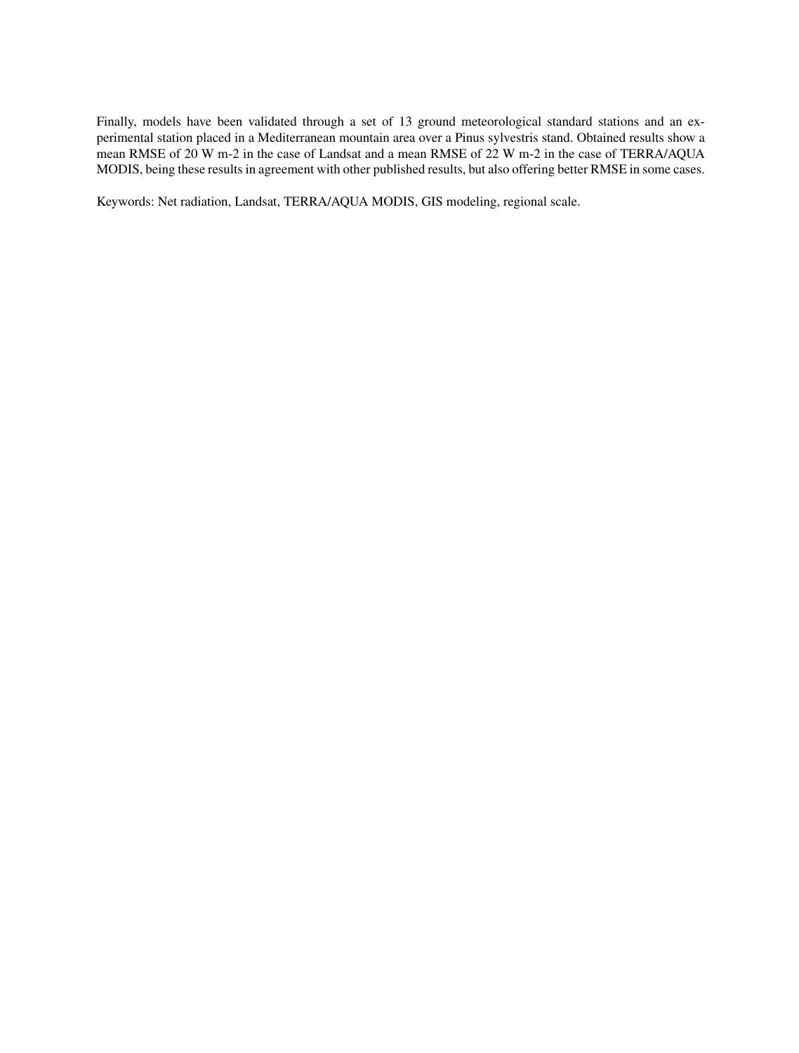Finally, models have been validated through a set of 13 ground meteorological standard stations and an experimental station placed in a Mediterranean mountain area over a Pinus sylvestris stand. Obtained results show a mean RMSE of 20 W m-2 in the case of Landsat and a mean RMSE of 22 W m-2 in the case of TERRA/AQUA MODIS, being these results in agreement with other published results, but also offering better RMSE in some cases.

Keywords: Net radiation, Landsat, TERRA/AQUA MODIS, GIS modeling, regional scale.